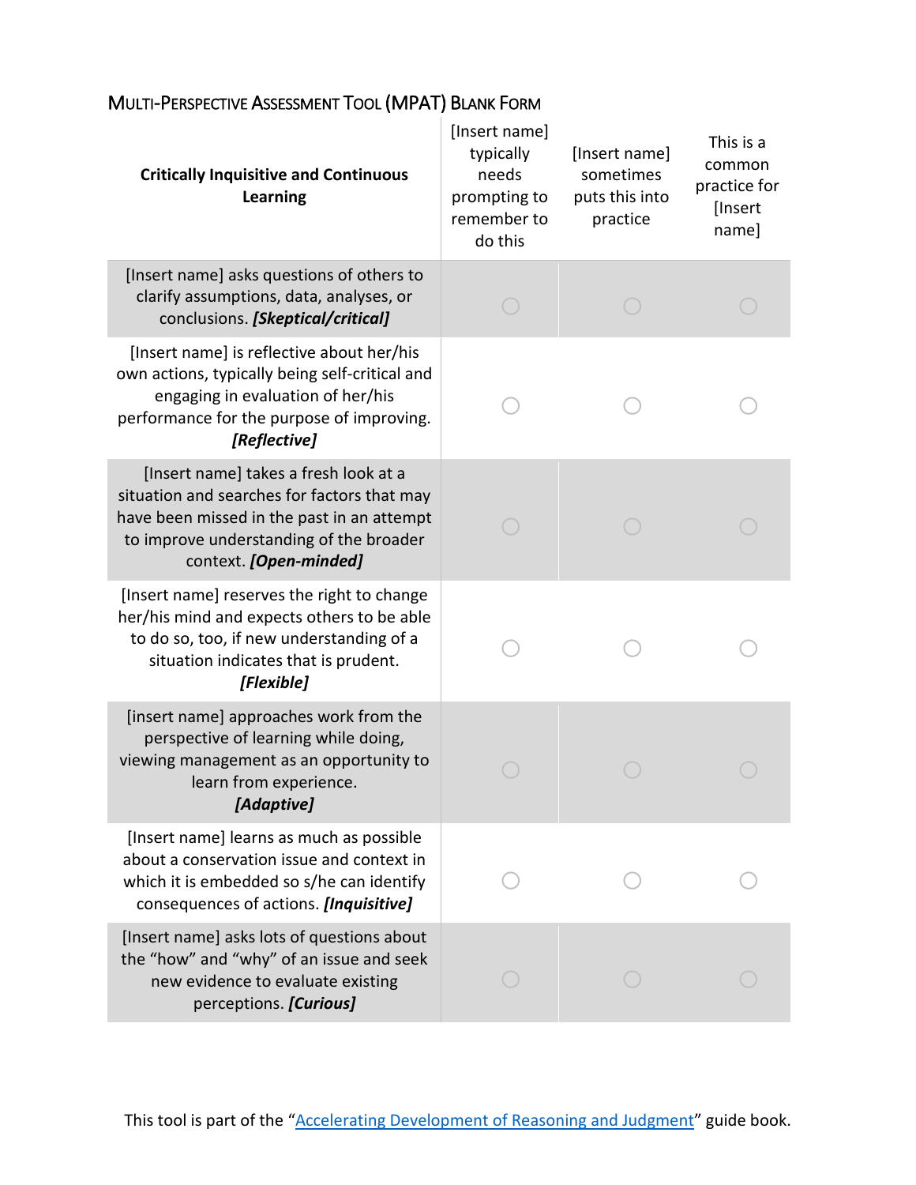## Multi-Perspective Assessment Tool (MPAT) Blank Form

| **Critically Inquisitive and Continuous Learning** | [Insert name] typically needs prompting to remember to do this | [Insert name] sometimes puts this into practice | This is a common practice for [Insert name] |
|---|---|---|---|
| [Insert name] asks questions of others to clarify assumptions, data, analyses, or conclusions. ***[Skeptical/critical]*** | ○ | ○ | ○ |
| [Insert name] is reflective about her/his own actions, typically being self-critical and engaging in evaluation of her/his performance for the purpose of improving. ***[Reflective]*** | ○ | ○ | ○ |
| [Insert name] takes a fresh look at a situation and searches for factors that may have been missed in the past in an attempt to improve understanding of the broader context. ***[Open-minded]*** | ○ | ○ | ○ |
| [Insert name] reserves the right to change her/his mind and expects others to be able to do so, too, if new understanding of a situation indicates that is prudent. ***[Flexible]*** | ○ | ○ | ○ |
| [insert name] approaches work from the perspective of learning while doing, viewing management as an opportunity to learn from experience. ***[Adaptive]*** | ○ | ○ | ○ |
| [Insert name] learns as much as possible about a conservation issue and context in which it is embedded so s/he can identify consequences of actions. ***[Inquisitive]*** | ○ | ○ | ○ |
| [Insert name] asks lots of questions about the "how" and "why" of an issue and seek new evidence to evaluate existing perceptions. ***[Curious]*** | ○ | ○ | ○ |

This tool is part of the "Accelerating Development of Reasoning and Judgment" guide book.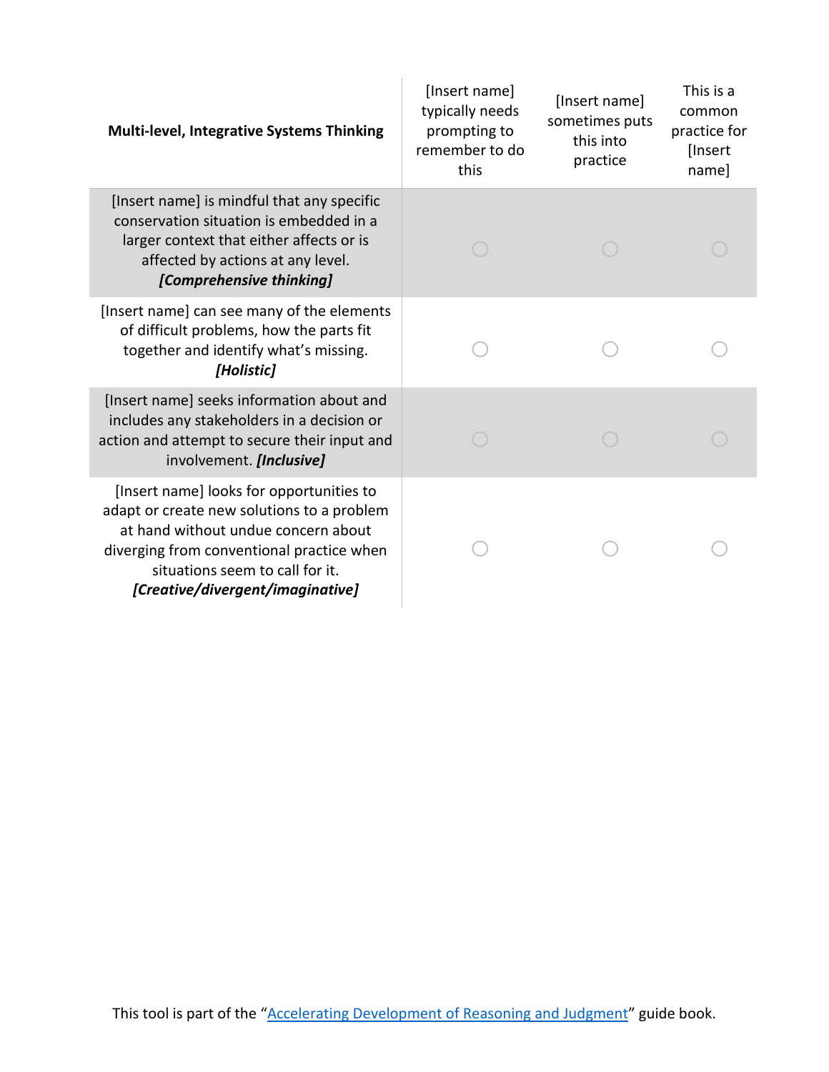| **Multi-level, Integrative Systems Thinking** | [Insert name] typically needs prompting to remember to do this | [Insert name] sometimes puts this into practice | This is a common practice for [Insert name] |
|---|---|---|---|
| [Insert name] is mindful that any specific conservation situation is embedded in a larger context that either affects or is affected by actions at any level. ***[Comprehensive thinking]*** | ○ | ○ | ○ |
| [Insert name] can see many of the elements of difficult problems, how the parts fit together and identify what's missing. ***[Holistic]*** | ○ | ○ | ○ |
| [Insert name] seeks information about and includes any stakeholders in a decision or action and attempt to secure their input and involvement. ***[Inclusive]*** | ○ | ○ | ○ |
| [Insert name] looks for opportunities to adapt or create new solutions to a problem at hand without undue concern about diverging from conventional practice when situations seem to call for it. ***[Creative/divergent/imaginative]*** | ○ | ○ | ○ |

This tool is part of the "Accelerating Development of Reasoning and Judgment" guide book.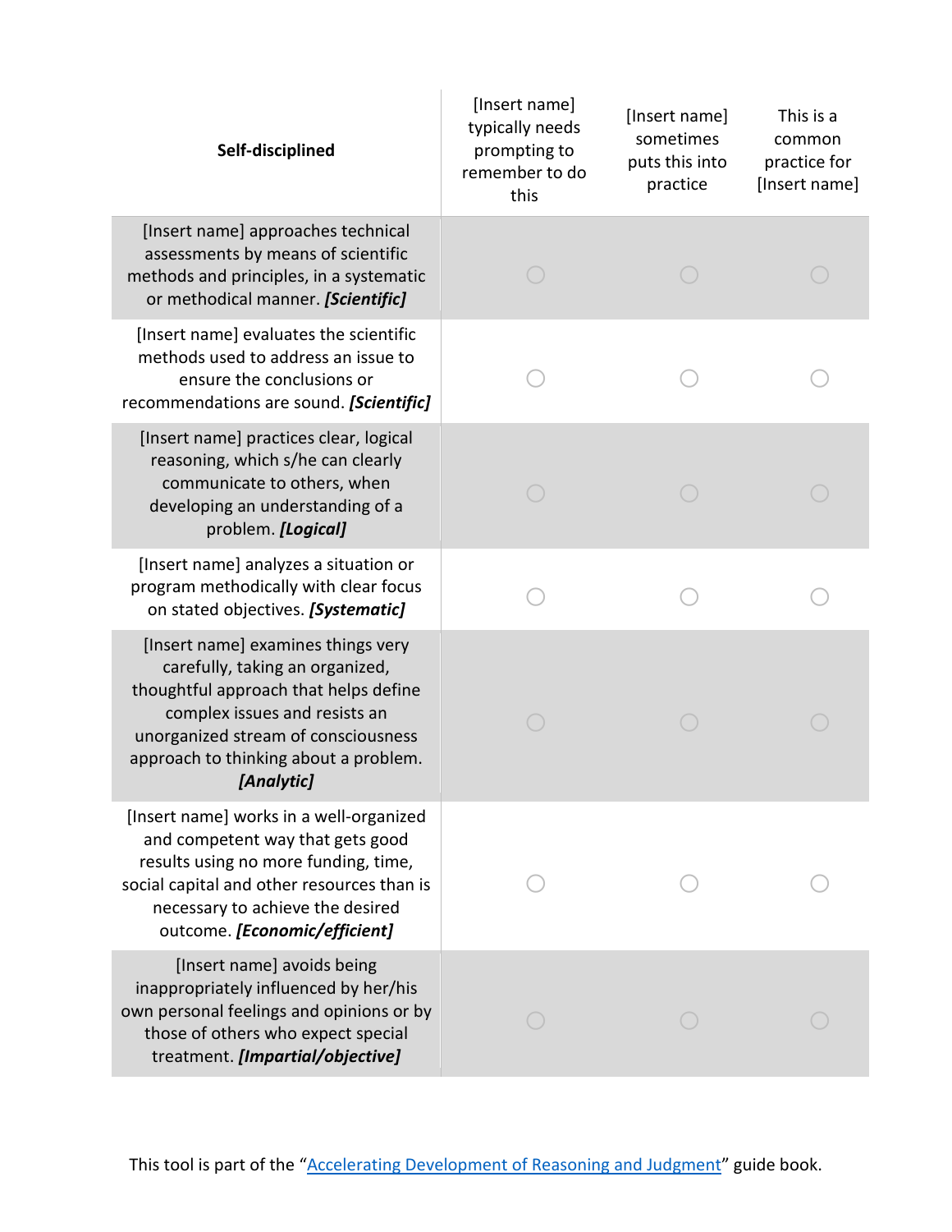| **Self-disciplined** | [Insert name] typically needs prompting to remember to do this | [Insert name] sometimes puts this into practice | This is a common practice for [Insert name] |
|---|---|---|---|
| [Insert name] approaches technical assessments by means of scientific methods and principles, in a systematic or methodical manner. ***[Scientific]*** | ○ | ○ | ○ |
| [Insert name] evaluates the scientific methods used to address an issue to ensure the conclusions or recommendations are sound. ***[Scientific]*** | ○ | ○ | ○ |
| [Insert name] practices clear, logical reasoning, which s/he can clearly communicate to others, when developing an understanding of a problem. ***[Logical]*** | ○ | ○ | ○ |
| [Insert name] analyzes a situation or program methodically with clear focus on stated objectives. ***[Systematic]*** | ○ | ○ | ○ |
| [Insert name] examines things very carefully, taking an organized, thoughtful approach that helps define complex issues and resists an unorganized stream of consciousness approach to thinking about a problem. ***[Analytic]*** | ○ | ○ | ○ |
| [Insert name] works in a well-organized and competent way that gets good results using no more funding, time, social capital and other resources than is necessary to achieve the desired outcome. ***[Economic/efficient]*** | ○ | ○ | ○ |
| [Insert name] avoids being inappropriately influenced by her/his own personal feelings and opinions or by those of others who expect special treatment. ***[Impartial/objective]*** | ○ | ○ | ○ |

This tool is part of the "Accelerating Development of Reasoning and Judgment" guide book.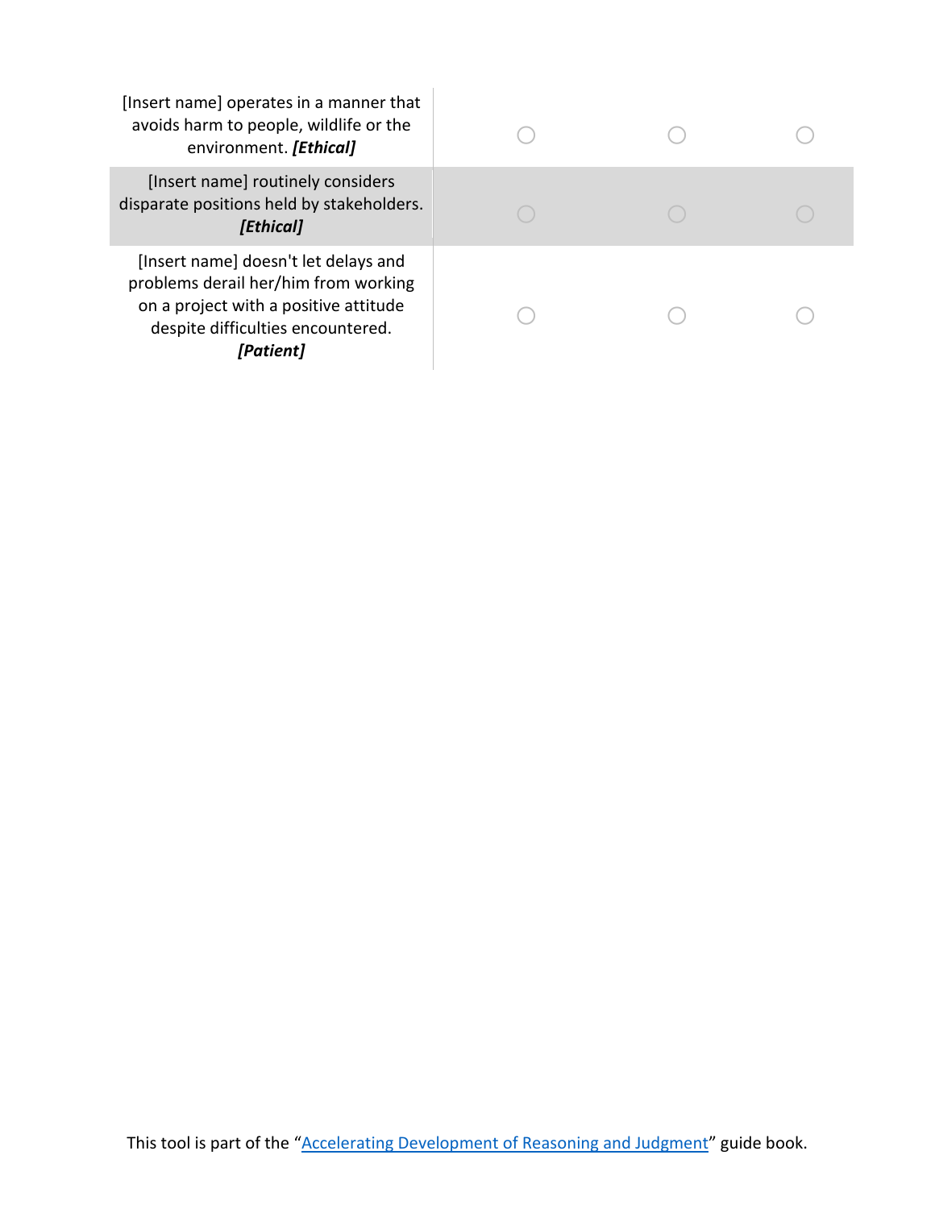| | | | |
|---|---|---|---|
| [Insert name] operates in a manner that avoids harm to people, wildlife or the environment. ***[Ethical]*** | ○ | ○ | ○ |
| [Insert name] routinely considers disparate positions held by stakeholders. ***[Ethical]*** | ○ | ○ | ○ |
| [Insert name] doesn't let delays and problems derail her/him from working on a project with a positive attitude despite difficulties encountered. ***[Patient]*** | ○ | ○ | ○ |

This tool is part of the "[Accelerating Development of Reasoning and Judgment]" guide book.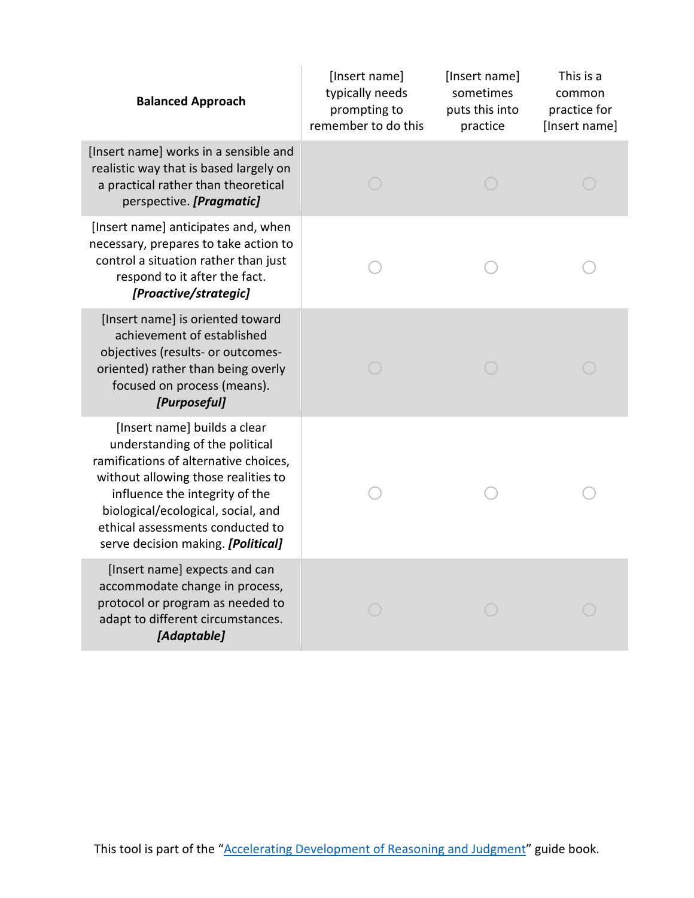| **Balanced Approach** | [Insert name] typically needs prompting to remember to do this | [Insert name] sometimes puts this into practice | This is a common practice for [Insert name] |
|---|---|---|---|
| [Insert name] works in a sensible and realistic way that is based largely on a practical rather than theoretical perspective. ***[Pragmatic]*** | ○ | ○ | ○ |
| [Insert name] anticipates and, when necessary, prepares to take action to control a situation rather than just respond to it after the fact. ***[Proactive/strategic]*** | ○ | ○ | ○ |
| [Insert name] is oriented toward achievement of established objectives (results- or outcomes-oriented) rather than being overly focused on process (means). ***[Purposeful]*** | ○ | ○ | ○ |
| [Insert name] builds a clear understanding of the political ramifications of alternative choices, without allowing those realities to influence the integrity of the biological/ecological, social, and ethical assessments conducted to serve decision making. ***[Political]*** | ○ | ○ | ○ |
| [Insert name] expects and can accommodate change in process, protocol or program as needed to adapt to different circumstances. ***[Adaptable]*** | ○ | ○ | ○ |

This tool is part of the "Accelerating Development of Reasoning and Judgment" guide book.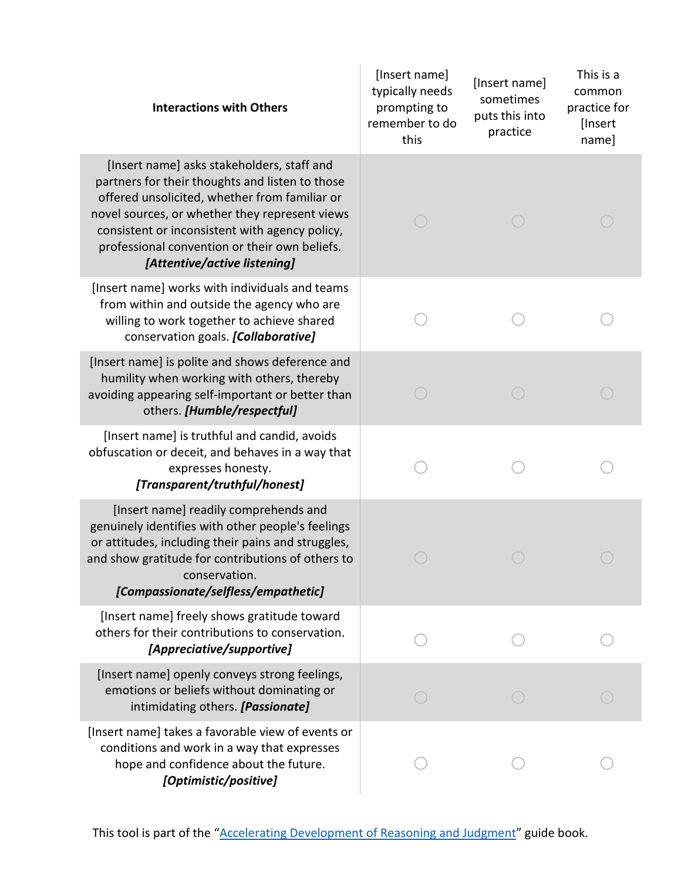| Interactions with Others | [Insert name] typically needs prompting to remember to do this | [Insert name] sometimes puts this into practice | This is a common practice for [Insert name] |
| --- | --- | --- | --- |
| [Insert name] asks stakeholders, staff and partners for their thoughts and listen to those offered unsolicited, whether from familiar or novel sources, or whether they represent views consistent or inconsistent with agency policy, professional convention or their own beliefs. ***[Attentive/active listening]*** | ○ | ○ | ○ |
| [Insert name] works with individuals and teams from within and outside the agency who are willing to work together to achieve shared conservation goals. ***[Collaborative]*** | ○ | ○ | ○ |
| [Insert name] is polite and shows deference and humility when working with others, thereby avoiding appearing self-important or better than others. ***[Humble/respectful]*** | ○ | ○ | ○ |
| [Insert name] is truthful and candid, avoids obfuscation or deceit, and behaves in a way that expresses honesty. ***[Transparent/truthful/honest]*** | ○ | ○ | ○ |
| [Insert name] readily comprehends and genuinely identifies with other people's feelings or attitudes, including their pains and struggles, and show gratitude for contributions of others to conservation. ***[Compassionate/selfless/empathetic]*** | ○ | ○ | ○ |
| [Insert name] freely shows gratitude toward others for their contributions to conservation. ***[Appreciative/supportive]*** | ○ | ○ | ○ |
| [Insert name] openly conveys strong feelings, emotions or beliefs without dominating or intimidating others. ***[Passionate]*** | ○ | ○ | ○ |
| [Insert name] takes a favorable view of events or conditions and work in a way that expresses hope and confidence about the future. ***[Optimistic/positive]*** | ○ | ○ | ○ |

This tool is part of the "Accelerating Development of Reasoning and Judgment" guide book.